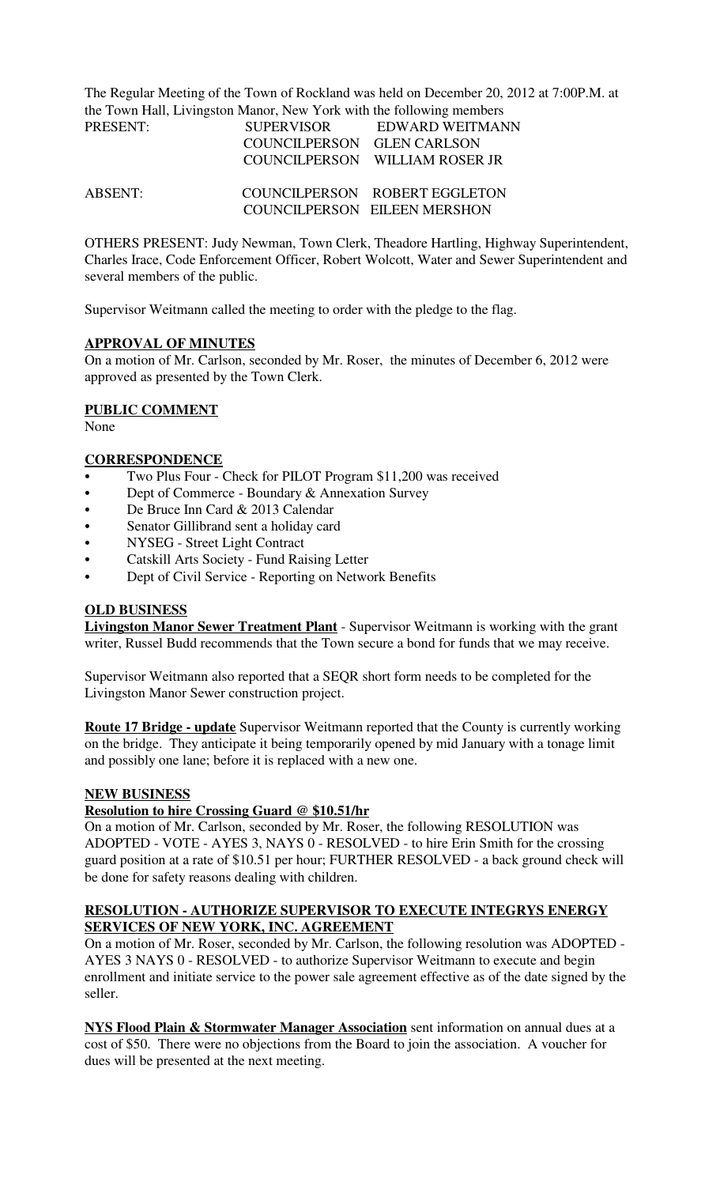The Regular Meeting of the Town of Rockland was held on December 20, 2012 at 7:00P.M. at the Town Hall, Livingston Manor, New York with the following members

| | | |
|---|---|---|
| PRESENT: | SUPERVISOR | EDWARD WEITMANN |
| | COUNCILPERSON | GLEN CARLSON |
| | COUNCILPERSON | WILLIAM ROSER JR |
| ABSENT: | COUNCILPERSON | ROBERT EGGLETON |
| | COUNCILPERSON | EILEEN MERSHON |

OTHERS PRESENT: Judy Newman, Town Clerk, Theadore Hartling, Highway Superintendent, Charles Irace, Code Enforcement Officer, Robert Wolcott, Water and Sewer Superintendent and several members of the public.

Supervisor Weitmann called the meeting to order with the pledge to the flag.

**APPROVAL OF MINUTES**

On a motion of Mr. Carlson, seconded by Mr. Roser, the minutes of December 6, 2012 were approved as presented by the Town Clerk.

**PUBLIC COMMENT**

None

**CORRESPONDENCE**

- Two Plus Four - Check for PILOT Program $11,200 was received
- Dept of Commerce - Boundary & Annexation Survey
- De Bruce Inn Card & 2013 Calendar
- Senator Gillibrand sent a holiday card
- NYSEG - Street Light Contract
- Catskill Arts Society - Fund Raising Letter
- Dept of Civil Service - Reporting on Network Benefits

**OLD BUSINESS**

**Livingston Manor Sewer Treatment Plant** - Supervisor Weitmann is working with the grant writer, Russel Budd recommends that the Town secure a bond for funds that we may receive.

Supervisor Weitmann also reported that a SEQR short form needs to be completed for the Livingston Manor Sewer construction project.

**Route 17 Bridge - update** Supervisor Weitmann reported that the County is currently working on the bridge. They anticipate it being temporarily opened by mid January with a tonage limit and possibly one lane; before it is replaced with a new one.

**NEW BUSINESS**

**Resolution to hire Crossing Guard @ $10.51/hr**

On a motion of Mr. Carlson, seconded by Mr. Roser, the following RESOLUTION was ADOPTED - VOTE - AYES 3, NAYS 0 - RESOLVED - to hire Erin Smith for the crossing guard position at a rate of $10.51 per hour; FURTHER RESOLVED - a back ground check will be done for safety reasons dealing with children.

**RESOLUTION - AUTHORIZE SUPERVISOR TO EXECUTE INTEGRYS ENERGY SERVICES OF NEW YORK, INC. AGREEMENT**

On a motion of Mr. Roser, seconded by Mr. Carlson, the following resolution was ADOPTED - AYES 3 NAYS 0 - RESOLVED - to authorize Supervisor Weitmann to execute and begin enrollment and initiate service to the power sale agreement effective as of the date signed by the seller.

**NYS Flood Plain & Stormwater Manager Association** sent information on annual dues at a cost of $50. There were no objections from the Board to join the association. A voucher for dues will be presented at the next meeting.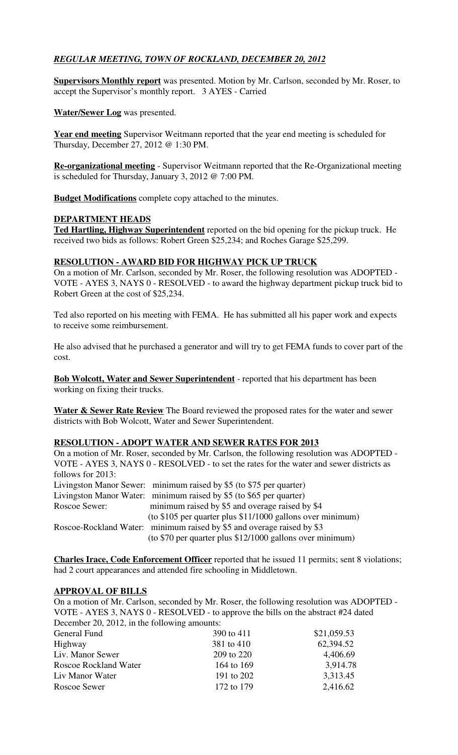## *REGULAR MEETING, TOWN OF ROCKLAND, DECEMBER 20, 2012*

**Supervisors Monthly report** was presented. Motion by Mr. Carlson, seconded by Mr. Roser, to accept the Supervisor's monthly report. 3 AYES - Carried

**Water/Sewer Log** was presented.

**Year end meeting** Supervisor Weitmann reported that the year end meeting is scheduled for Thursday, December 27, 2012 @ 1:30 PM.

**Re-organizational meeting** - Supervisor Weitmann reported that the Re-Organizational meeting is scheduled for Thursday, January 3, 2012 @ 7:00 PM.

**Budget Modifications** complete copy attached to the minutes.

### DEPARTMENT HEADS

**Ted Hartling, Highway Superintendent** reported on the bid opening for the pickup truck. He received two bids as follows: Robert Green $25,234; and Roches Garage $25,299.

### RESOLUTION - AWARD BID FOR HIGHWAY PICK UP TRUCK

On a motion of Mr. Carlson, seconded by Mr. Roser, the following resolution was ADOPTED - VOTE - AYES 3, NAYS 0 - RESOLVED - to award the highway department pickup truck bid to Robert Green at the cost of $25,234.

Ted also reported on his meeting with FEMA. He has submitted all his paper work and expects to receive some reimbursement.

He also advised that he purchased a generator and will try to get FEMA funds to cover part of the cost.

**Bob Wolcott, Water and Sewer Superintendent** - reported that his department has been working on fixing their trucks.

**Water & Sewer Rate Review** The Board reviewed the proposed rates for the water and sewer districts with Bob Wolcott, Water and Sewer Superintendent.

### RESOLUTION - ADOPT WATER AND SEWER RATES FOR 2013

On a motion of Mr. Roser, seconded by Mr. Carlson, the following resolution was ADOPTED - VOTE - AYES 3, NAYS 0 - RESOLVED - to set the rates for the water and sewer districts as follows for 2013:

| | |
|---|---|
| Livingston Manor Sewer: | minimum raised by $5 (to $75 per quarter) |
| Livingston Manor Water: | minimum raised by $5 (to $65 per quarter) |
| Roscoe Sewer: | minimum raised by $5 and overage raised by $4 (to $105 per quarter plus $11/1000 gallons over minimum) |
| Roscoe-Rockland Water: | minimum raised by $5 and overage raised by $3 (to $70 per quarter plus $12/1000 gallons over minimum) |

**Charles Irace, Code Enforcement Officer** reported that he issued 11 permits; sent 8 violations; had 2 court appearances and attended fire schooling in Middletown.

### APPROVAL OF BILLS

On a motion of Mr. Carlson, seconded by Mr. Roser, the following resolution was ADOPTED - VOTE - AYES 3, NAYS 0 - RESOLVED - to approve the bills on the abstract #24 dated December 20, 2012, in the following amounts:

| | | |
|---|---|---|
| General Fund | 390 to 411 | $21,059.53 |
| Highway | 381 to 410 | 62,394.52 |
| Liv. Manor Sewer | 209 to 220 | 4,406.69 |
| Roscoe Rockland Water | 164 to 169 | 3,914.78 |
| Liv Manor Water | 191 to 202 | 3,313.45 |
| Roscoe Sewer | 172 to 179 | 2,416.62 |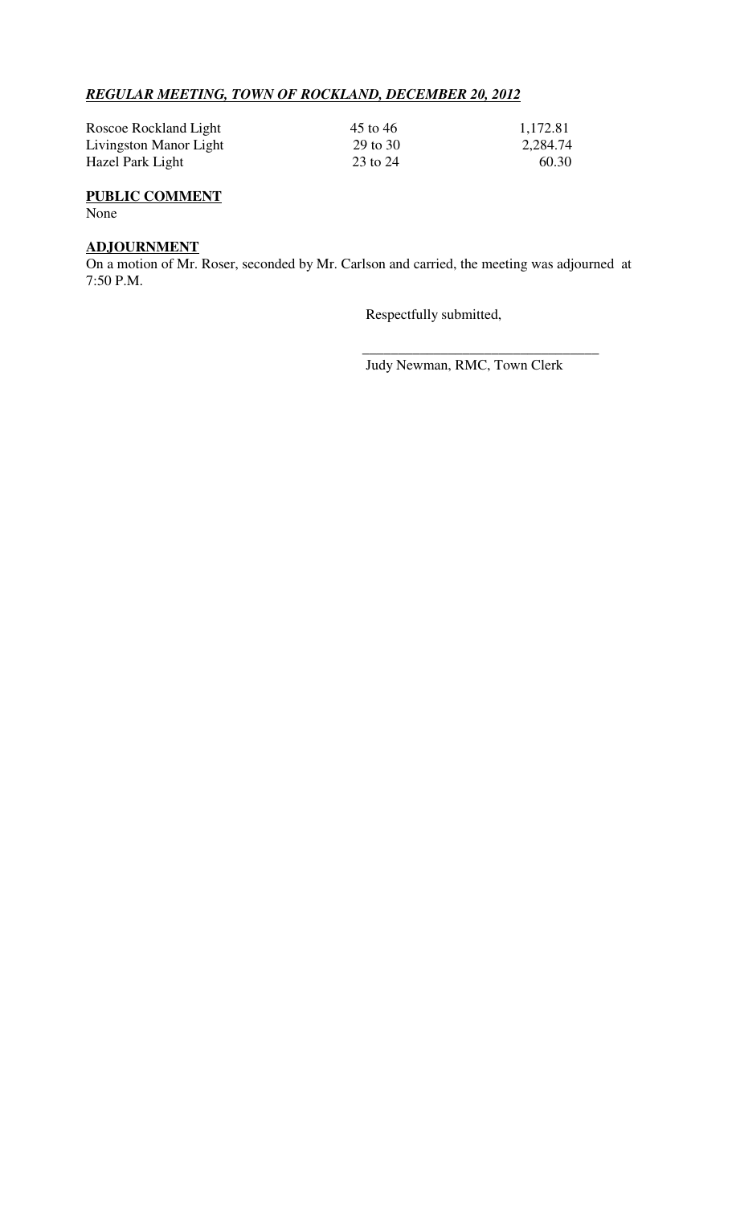***REGULAR MEETING, TOWN OF ROCKLAND, DECEMBER 20, 2012***

| | | |
|---|---|---|
| Roscoe Rockland Light | 45 to 46 | 1,172.81 |
| Livingston Manor Light | 29 to 30 | 2,284.74 |
| Hazel Park Light | 23 to 24 | 60.30 |

**PUBLIC COMMENT**

None

**ADJOURNMENT**

On a motion of Mr. Roser, seconded by Mr. Carlson and carried, the meeting was adjourned at 7:50 P.M.

Respectfully submitted,

_________________________________

Judy Newman, RMC, Town Clerk